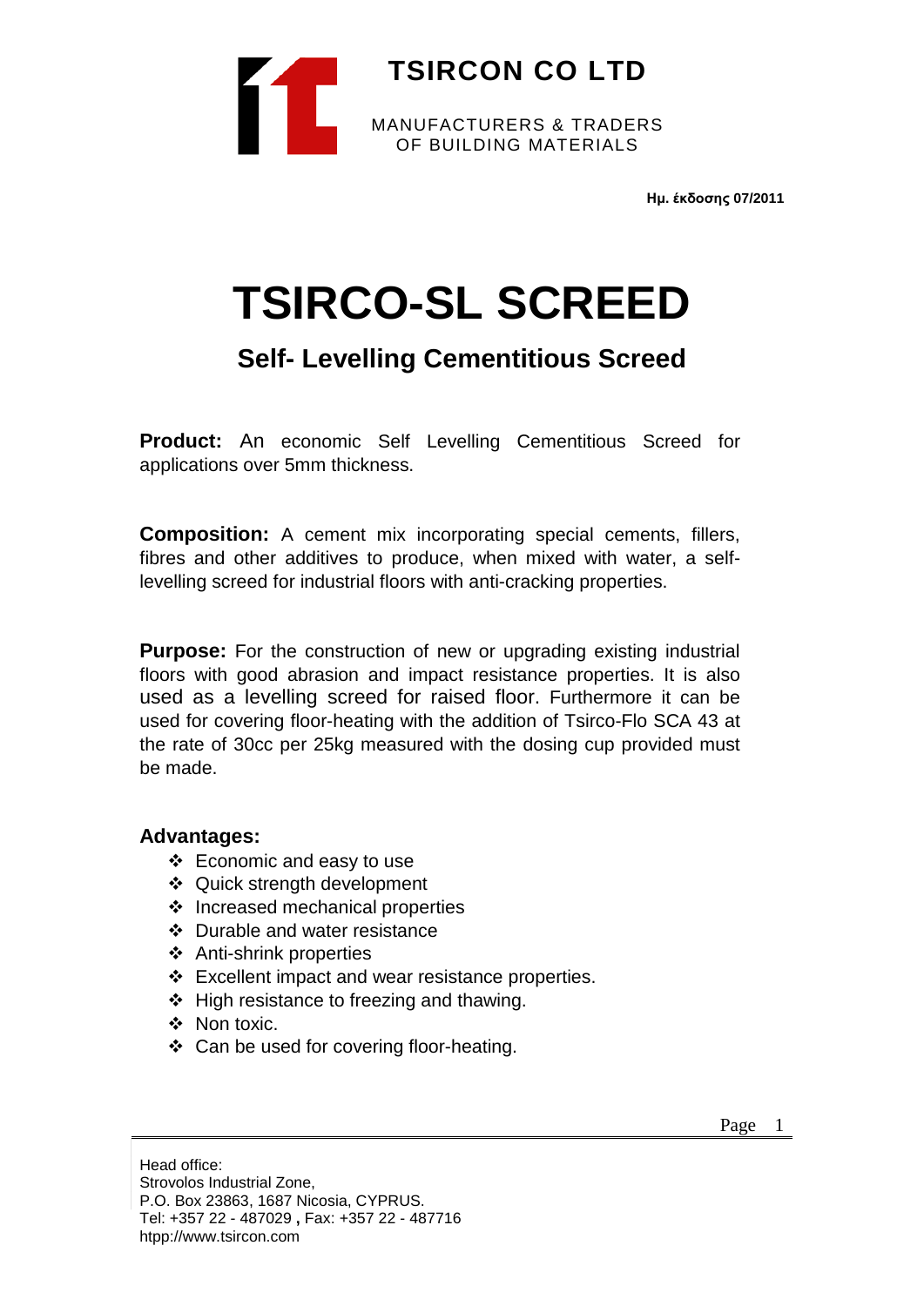**TSIRCON CO LTD**

MANUFACTURERS & TRADERS
OF BUILDING MATERIALS

**Ημ. έκδοσης 07/2011**

# TSIRCO-SL SCREED

## Self- Levelling Cementitious Screed

**Product:** An economic Self Levelling Cementitious Screed for applications over 5mm thickness.

**Composition:** A cement mix incorporating special cements, fillers, fibres and other additives to produce, when mixed with water, a self-levelling screed for industrial floors with anti-cracking properties.

**Purpose:** For the construction of new or upgrading existing industrial floors with good abrasion and impact resistance properties. It is also used as a levelling screed for raised floor. Furthermore it can be used for covering floor-heating with the addition of Tsirco-Flo SCA 43 at the rate of 30cc per 25kg measured with the dosing cup provided must be made.

### Advantages:

- Economic and easy to use
- Quick strength development
- Increased mechanical properties
- Durable and water resistance
- Anti-shrink properties
- Excellent impact and wear resistance properties.
- High resistance to freezing and thawing.
- Non toxic.
- Can be used for covering floor-heating.

Head office:
Strovolos Industrial Zone,
P.O. Box 23863, 1687 Nicosia, CYPRUS.
Tel: +357 22 - 487029 **,** Fax: +357 22 - 487716
htpp://www.tsircon.com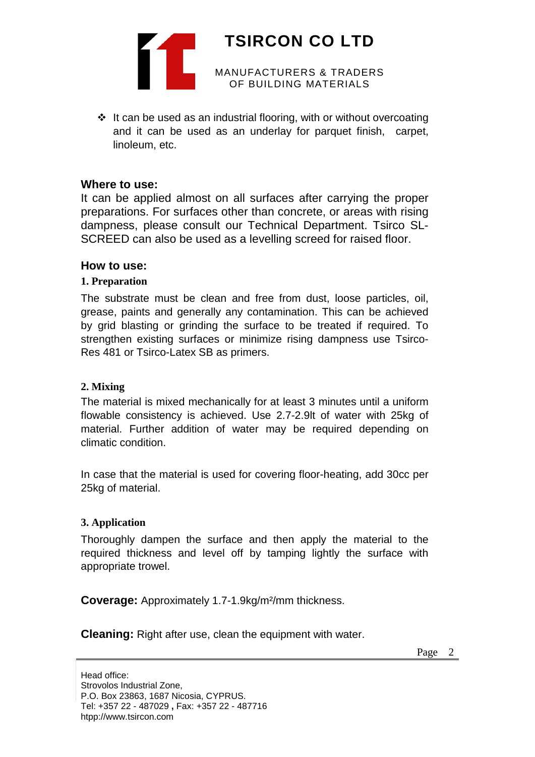- It can be used as an industrial flooring, with or without overcoating and it can be used as an underlay for parquet finish, carpet, linoleum, etc.

## Where to use:

It can be applied almost on all surfaces after carrying the proper preparations. For surfaces other than concrete, or areas with rising dampness, please consult our Technical Department. Tsirco SL-SCREED can also be used as a levelling screed for raised floor.

## How to use:

### 1. Preparation

The substrate must be clean and free from dust, loose particles, oil, grease, paints and generally any contamination. This can be achieved by grid blasting or grinding the surface to be treated if required. To strengthen existing surfaces or minimize rising dampness use Tsirco-Res 481 or Tsirco-Latex SB as primers.

### 2. Mixing

The material is mixed mechanically for at least 3 minutes until a uniform flowable consistency is achieved. Use 2.7-2.9lt of water with 25kg of material. Further addition of water may be required depending on climatic condition.

In case that the material is used for covering floor-heating, add 30cc per 25kg of material.

### 3. Application

Thoroughly dampen the surface and then apply the material to the required thickness and level off by tamping lightly the surface with appropriate trowel.

**Coverage:** Approximately 1.7-1.9kg/m²/mm thickness.

**Cleaning:** Right after use, clean the equipment with water.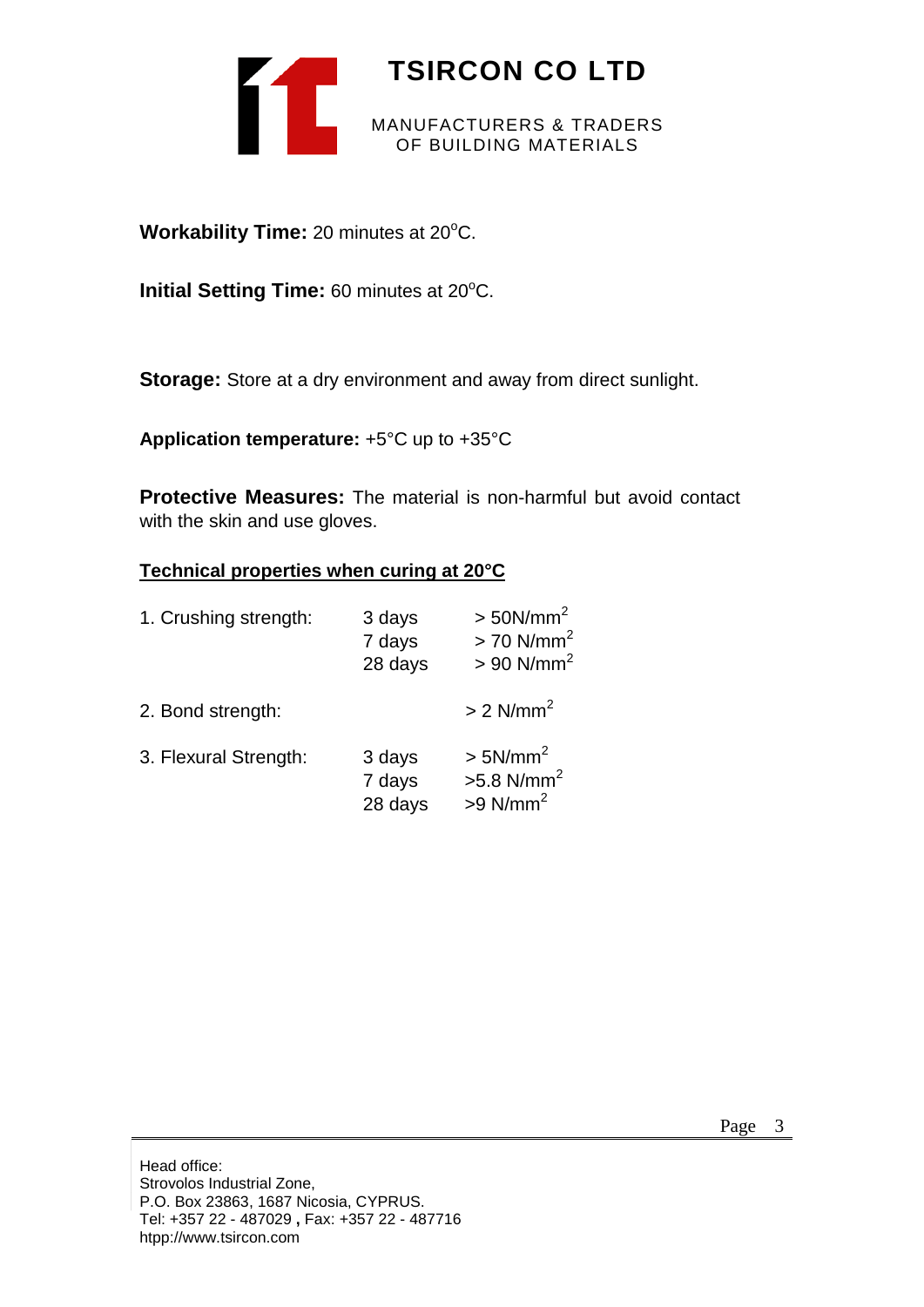# TSIRCON CO LTD

MANUFACTURERS & TRADERS
OF BUILDING MATERIALS

**Workability Time:** 20 minutes at 20°C.

**Initial Setting Time:** 60 minutes at 20°C.

**Storage:** Store at a dry environment and away from direct sunlight.

**Application temperature:** +5°C up to +35°C

**Protective Measures:** The material is non-harmful but avoid contact with the skin and use gloves.

**<u>Technical properties when curing at 20°C</u>**

| | | |
|---|---|---|
| 1. Crushing strength: | 3 days | > 50N/mm$^2$ |
| | 7 days | > 70 N/mm$^2$ |
| | 28 days | > 90 N/mm$^2$ |
| 2. Bond strength: | | > 2 N/mm$^2$ |
| 3. Flexural Strength: | 3 days | > 5N/mm$^2$ |
| | 7 days | >5.8 N/mm$^2$ |
| | 28 days | >9 N/mm$^2$ |

Head office:
Strovolos Industrial Zone,
P.O. Box 23863, 1687 Nicosia, CYPRUS.
Tel: +357 22 - 487029 **,** Fax: +357 22 - 487716
htpp://www.tsircon.com